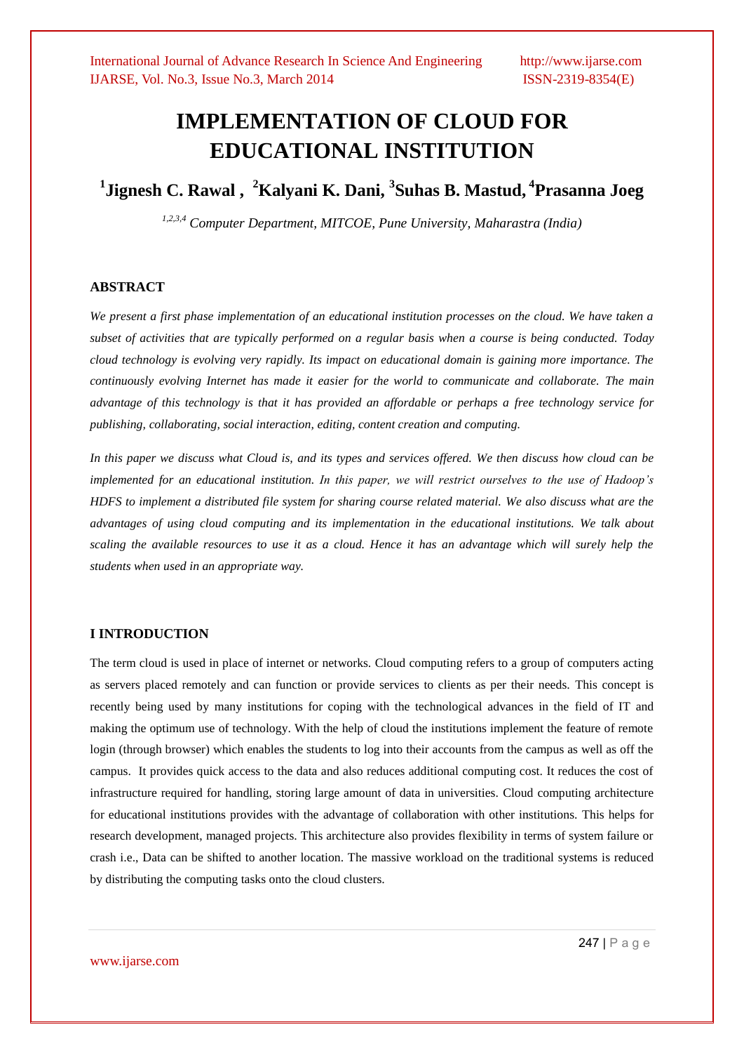# IMPLEMENTATION OF CLOUD FOR EDUCATIONAL INSTITUTION

**[1]Jignesh C. Rawal , [2]Kalyani K. Dani, [3]Suhas B. Mastud, [4]Prasanna Joeg**

*[1,2,3,4] Computer Department, MITCOE, Pune University, Maharastra (India)*

## ABSTRACT

*We present a first phase implementation of an educational institution processes on the cloud. We have taken a subset of activities that are typically performed on a regular basis when a course is being conducted. Today cloud technology is evolving very rapidly. Its impact on educational domain is gaining more importance. The continuously evolving Internet has made it easier for the world to communicate and collaborate. The main advantage of this technology is that it has provided an affordable or perhaps a free technology service for publishing, collaborating, social interaction, editing, content creation and computing.*

*In this paper we discuss what Cloud is, and its types and services offered. We then discuss how cloud can be implemented for an educational institution. In this paper, we will restrict ourselves to the use of Hadoop's HDFS to implement a distributed file system for sharing course related material. We also discuss what are the advantages of using cloud computing and its implementation in the educational institutions. We talk about scaling the available resources to use it as a cloud. Hence it has an advantage which will surely help the students when used in an appropriate way.*

## I INTRODUCTION

The term cloud is used in place of internet or networks. Cloud computing refers to a group of computers acting as servers placed remotely and can function or provide services to clients as per their needs. This concept is recently being used by many institutions for coping with the technological advances in the field of IT and making the optimum use of technology. With the help of cloud the institutions implement the feature of remote login (through browser) which enables the students to log into their accounts from the campus as well as off the campus. It provides quick access to the data and also reduces additional computing cost. It reduces the cost of infrastructure required for handling, storing large amount of data in universities. Cloud computing architecture for educational institutions provides with the advantage of collaboration with other institutions. This helps for research development, managed projects. This architecture also provides flexibility in terms of system failure or crash i.e., Data can be shifted to another location. The massive workload on the traditional systems is reduced by distributing the computing tasks onto the cloud clusters.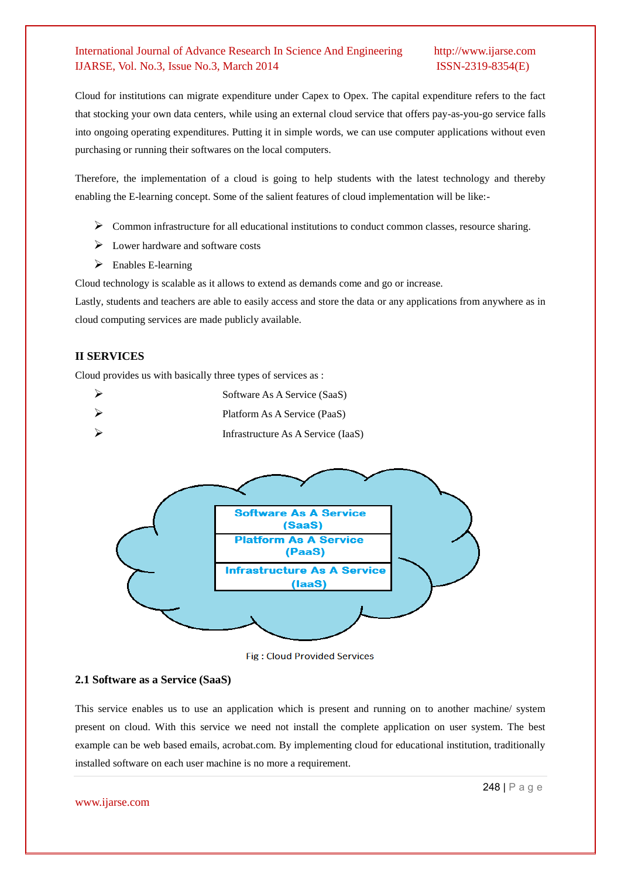Cloud for institutions can migrate expenditure under Capex to Opex. The capital expenditure refers to the fact that stocking your own data centers, while using an external cloud service that offers pay-as-you-go service falls into ongoing operating expenditures. Putting it in simple words, we can use computer applications without even purchasing or running their softwares on the local computers.

Therefore, the implementation of a cloud is going to help students with the latest technology and thereby enabling the E-learning concept. Some of the salient features of cloud implementation will be like:-

- Common infrastructure for all educational institutions to conduct common classes, resource sharing.
- Lower hardware and software costs
- Enables E-learning

Cloud technology is scalable as it allows to extend as demands come and go or increase.

Lastly, students and teachers are able to easily access and store the data or any applications from anywhere as in cloud computing services are made publicly available.

## II SERVICES

Cloud provides us with basically three types of services as :

- Software As A Service (SaaS)
- Platform As A Service (PaaS)
- Infrastructure As A Service (IaaS)

Software As A Service (SaaS)
Platform As A Service (PaaS)
Infrastructure As A Service (IaaS)

Fig : Cloud Provided Services

### 2.1 Software as a Service (SaaS)

This service enables us to use an application which is present and running on to another machine/ system present on cloud. With this service we need not install the complete application on user system. The best example can be web based emails, acrobat.com. By implementing cloud for educational institution, traditionally installed software on each user machine is no more a requirement.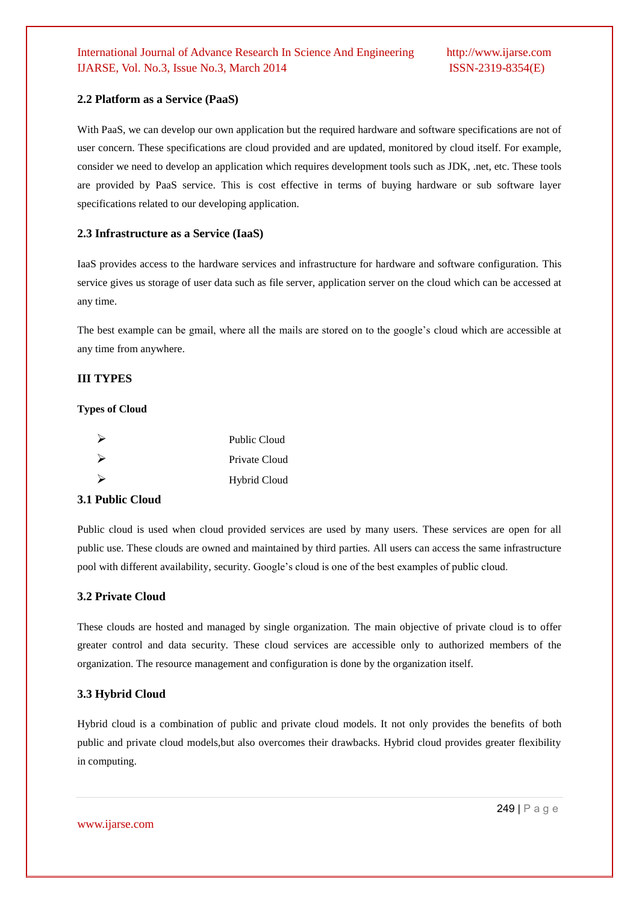### 2.2 Platform as a Service (PaaS)

With PaaS, we can develop our own application but the required hardware and software specifications are not of user concern. These specifications are cloud provided and are updated, monitored by cloud itself. For example, consider we need to develop an application which requires development tools such as JDK, .net, etc. These tools are provided by PaaS service. This is cost effective in terms of buying hardware or sub software layer specifications related to our developing application.

### 2.3 Infrastructure as a Service (IaaS)

IaaS provides access to the hardware services and infrastructure for hardware and software configuration. This service gives us storage of user data such as file server, application server on the cloud which can be accessed at any time.

The best example can be gmail, where all the mails are stored on to the google's cloud which are accessible at any time from anywhere.

## III TYPES

**Types of Cloud**

- Public Cloud
- Private Cloud
- Hybrid Cloud

### 3.1 Public Cloud

Public cloud is used when cloud provided services are used by many users. These services are open for all public use. These clouds are owned and maintained by third parties. All users can access the same infrastructure pool with different availability, security. Google's cloud is one of the best examples of public cloud.

### 3.2 Private Cloud

These clouds are hosted and managed by single organization. The main objective of private cloud is to offer greater control and data security. These cloud services are accessible only to authorized members of the organization. The resource management and configuration is done by the organization itself.

### 3.3 Hybrid Cloud

Hybrid cloud is a combination of public and private cloud models. It not only provides the benefits of both public and private cloud models,but also overcomes their drawbacks. Hybrid cloud provides greater flexibility in computing.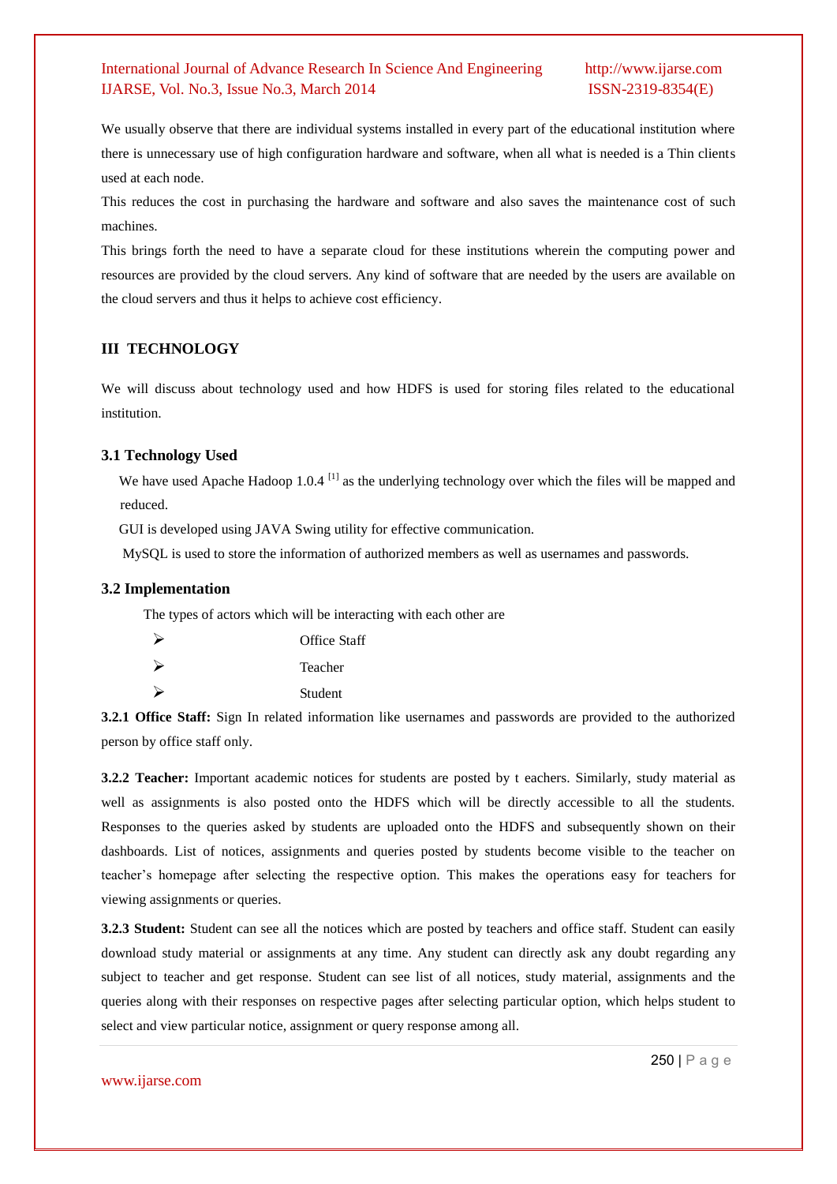We usually observe that there are individual systems installed in every part of the educational institution where there is unnecessary use of high configuration hardware and software, when all what is needed is a Thin clients used at each node.

This reduces the cost in purchasing the hardware and software and also saves the maintenance cost of such machines.

This brings forth the need to have a separate cloud for these institutions wherein the computing power and resources are provided by the cloud servers. Any kind of software that are needed by the users are available on the cloud servers and thus it helps to achieve cost efficiency.

## III TECHNOLOGY

We will discuss about technology used and how HDFS is used for storing files related to the educational institution.

### 3.1 Technology Used

We have used Apache Hadoop 1.0.4 [1] as the underlying technology over which the files will be mapped and reduced.

GUI is developed using JAVA Swing utility for effective communication.

MySQL is used to store the information of authorized members as well as usernames and passwords.

### 3.2 Implementation

The types of actors which will be interacting with each other are

- Office Staff
- Teacher
- Student

**3.2.1 Office Staff:** Sign In related information like usernames and passwords are provided to the authorized person by office staff only.

**3.2.2 Teacher:** Important academic notices for students are posted by t eachers. Similarly, study material as well as assignments is also posted onto the HDFS which will be directly accessible to all the students. Responses to the queries asked by students are uploaded onto the HDFS and subsequently shown on their dashboards. List of notices, assignments and queries posted by students become visible to the teacher on teacher's homepage after selecting the respective option. This makes the operations easy for teachers for viewing assignments or queries.

**3.2.3 Student:** Student can see all the notices which are posted by teachers and office staff. Student can easily download study material or assignments at any time. Any student can directly ask any doubt regarding any subject to teacher and get response. Student can see list of all notices, study material, assignments and the queries along with their responses on respective pages after selecting particular option, which helps student to select and view particular notice, assignment or query response among all.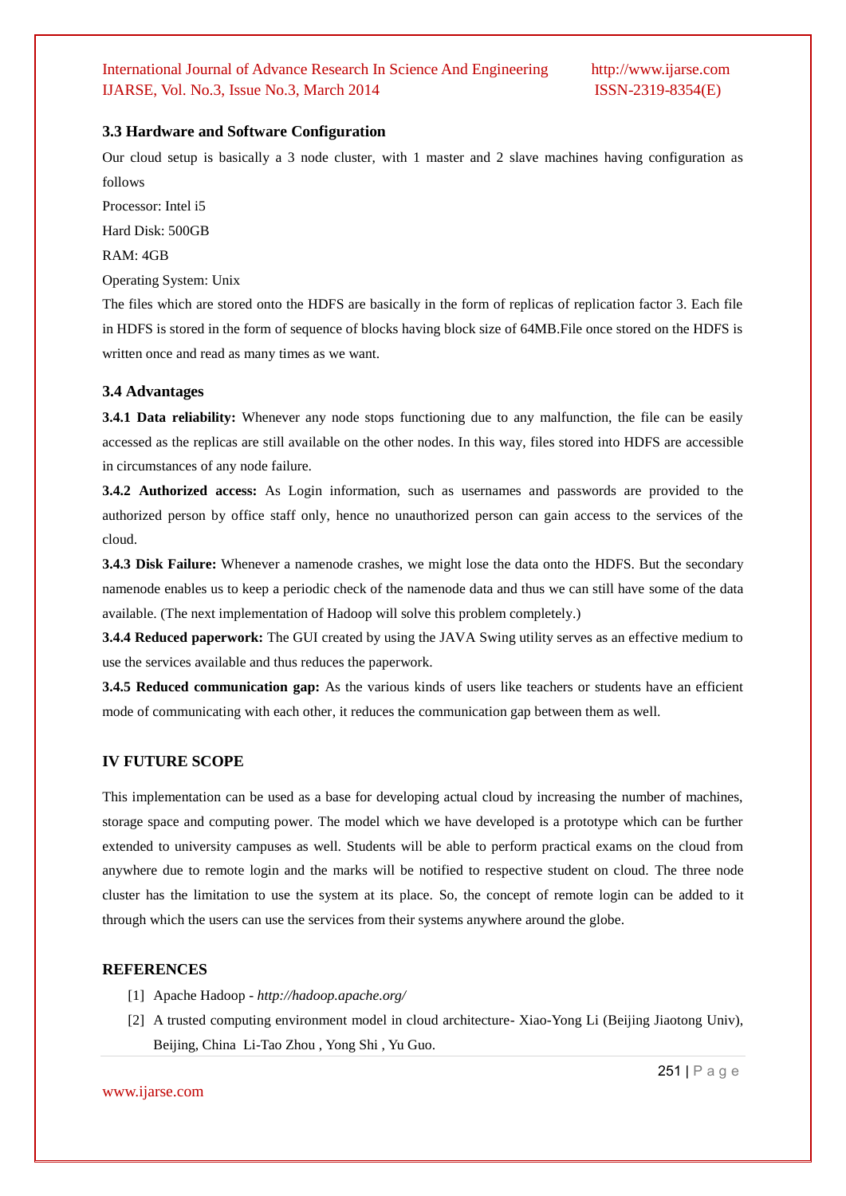### 3.3 Hardware and Software Configuration

Our cloud setup is basically a 3 node cluster, with 1 master and 2 slave machines having configuration as follows

Processor: Intel i5

Hard Disk: 500GB

RAM: 4GB

Operating System: Unix

The files which are stored onto the HDFS are basically in the form of replicas of replication factor 3. Each file in HDFS is stored in the form of sequence of blocks having block size of 64MB.File once stored on the HDFS is written once and read as many times as we want.

### 3.4 Advantages

**3.4.1 Data reliability:** Whenever any node stops functioning due to any malfunction, the file can be easily accessed as the replicas are still available on the other nodes. In this way, files stored into HDFS are accessible in circumstances of any node failure.

**3.4.2 Authorized access:** As Login information, such as usernames and passwords are provided to the authorized person by office staff only, hence no unauthorized person can gain access to the services of the cloud.

**3.4.3 Disk Failure:** Whenever a namenode crashes, we might lose the data onto the HDFS. But the secondary namenode enables us to keep a periodic check of the namenode data and thus we can still have some of the data available. (The next implementation of Hadoop will solve this problem completely.)

**3.4.4 Reduced paperwork:** The GUI created by using the JAVA Swing utility serves as an effective medium to use the services available and thus reduces the paperwork.

**3.4.5 Reduced communication gap:** As the various kinds of users like teachers or students have an efficient mode of communicating with each other, it reduces the communication gap between them as well.

## IV FUTURE SCOPE

This implementation can be used as a base for developing actual cloud by increasing the number of machines, storage space and computing power. The model which we have developed is a prototype which can be further extended to university campuses as well. Students will be able to perform practical exams on the cloud from anywhere due to remote login and the marks will be notified to respective student on cloud. The three node cluster has the limitation to use the system at its place. So, the concept of remote login can be added to it through which the users can use the services from their systems anywhere around the globe.

## REFERENCES

[1] Apache Hadoop - *http://hadoop.apache.org/*

[2] A trusted computing environment model in cloud architecture- Xiao-Yong Li (Beijing Jiaotong Univ), Beijing, China Li-Tao Zhou , Yong Shi , Yu Guo.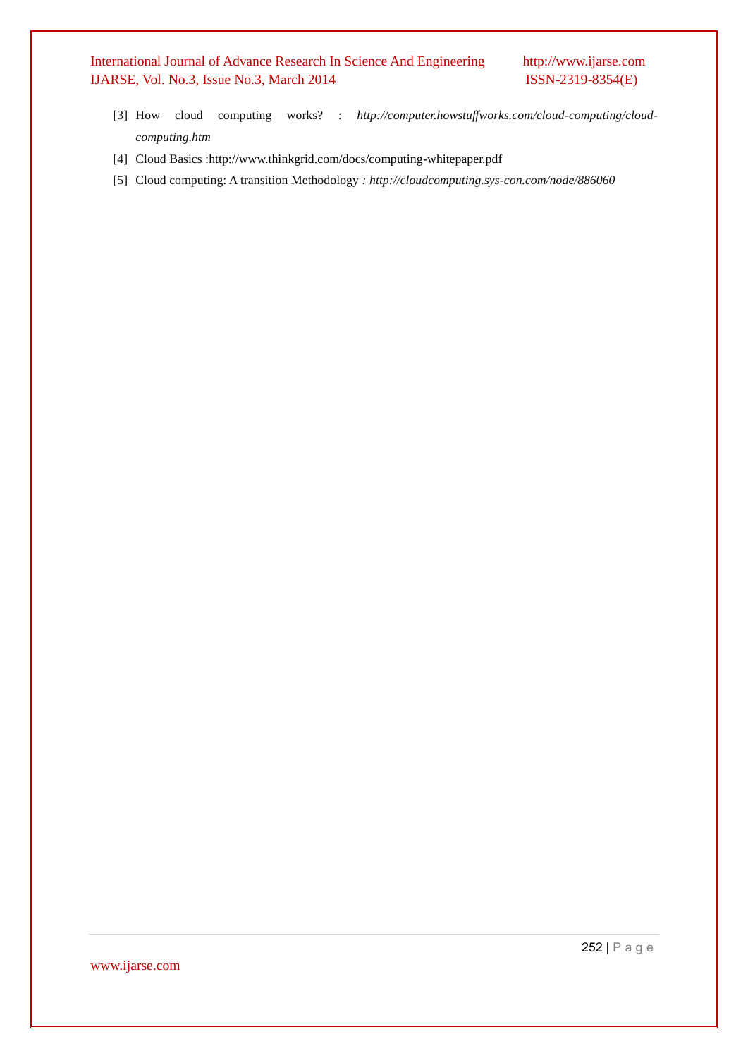[3] How cloud computing works? : *http://computer.howstuffworks.com/cloud-computing/cloud-computing.htm*

[4] Cloud Basics :http://www.thinkgrid.com/docs/computing-whitepaper.pdf

[5] Cloud computing: A transition Methodology *: http://cloudcomputing.sys-con.com/node/886060*